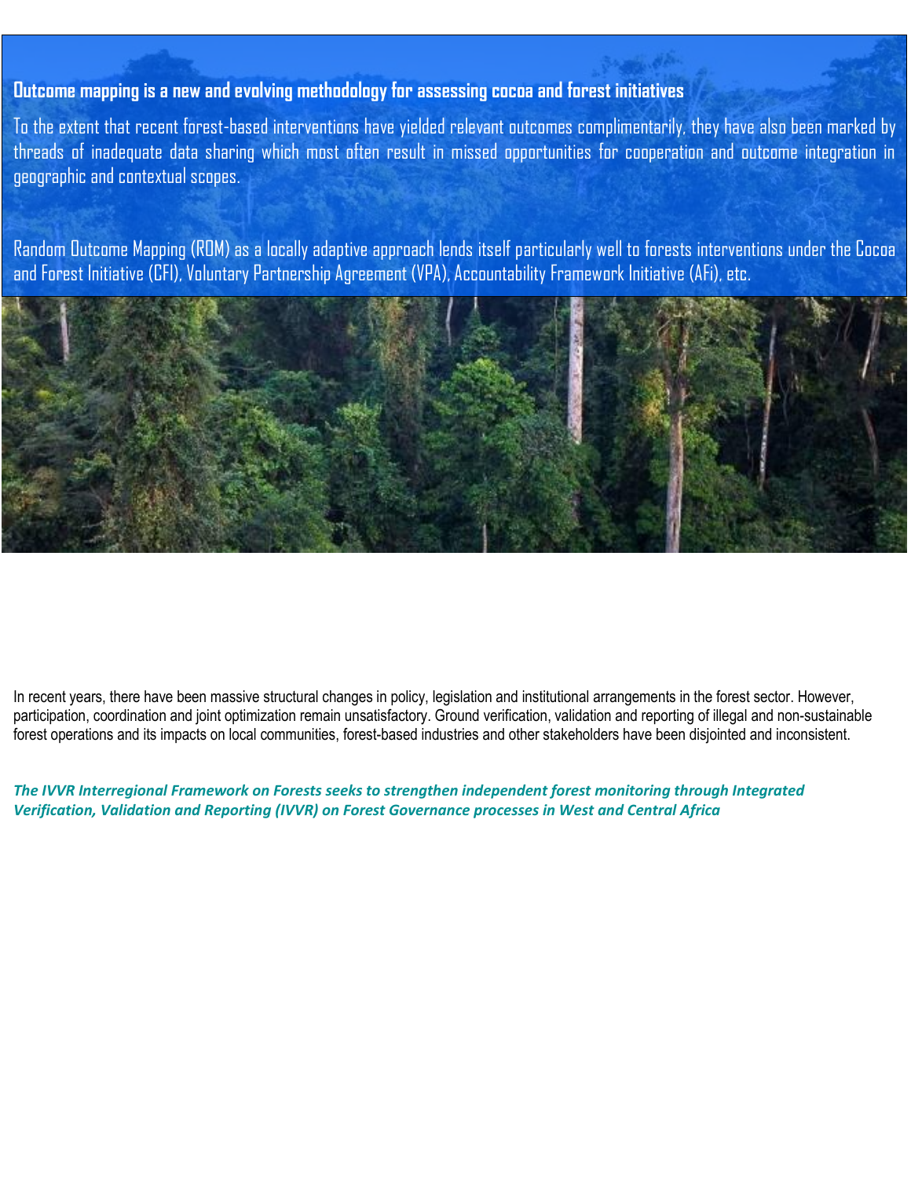**Outcome mapping is a new and evolving methodology for assessing cocoa and forest initiatives**

To the extent that recent forest-based interventions have yielded relevant outcomes complimentarily, they have also been marked by threads of inadequate data sharing which most often result in missed opportunities for cooperation and outcome integration in geographic and contextual scopes.

Random Outcome Mapping (ROM) as a locally adaptive approach lends itself particularly well to forests interventions under the Cocoa and Forest Initiative (CFI), Voluntary Partnership Agreement (VPA), Accountability Framework Initiative (AFi), etc.

In recent years, there have been massive structural changes in policy, legislation and institutional arrangements in the forest sector. However, participation, coordination and joint optimization remain unsatisfactory. Ground verification, validation and reporting of illegal and non-sustainable forest operations and its impacts on local communities, forest-based industries and other stakeholders have been disjointed and inconsistent.

***The IVVR Interregional Framework on Forests seeks to strengthen independent forest monitoring through Integrated Verification, Validation and Reporting (IVVR) on Forest Governance processes in West and Central Africa***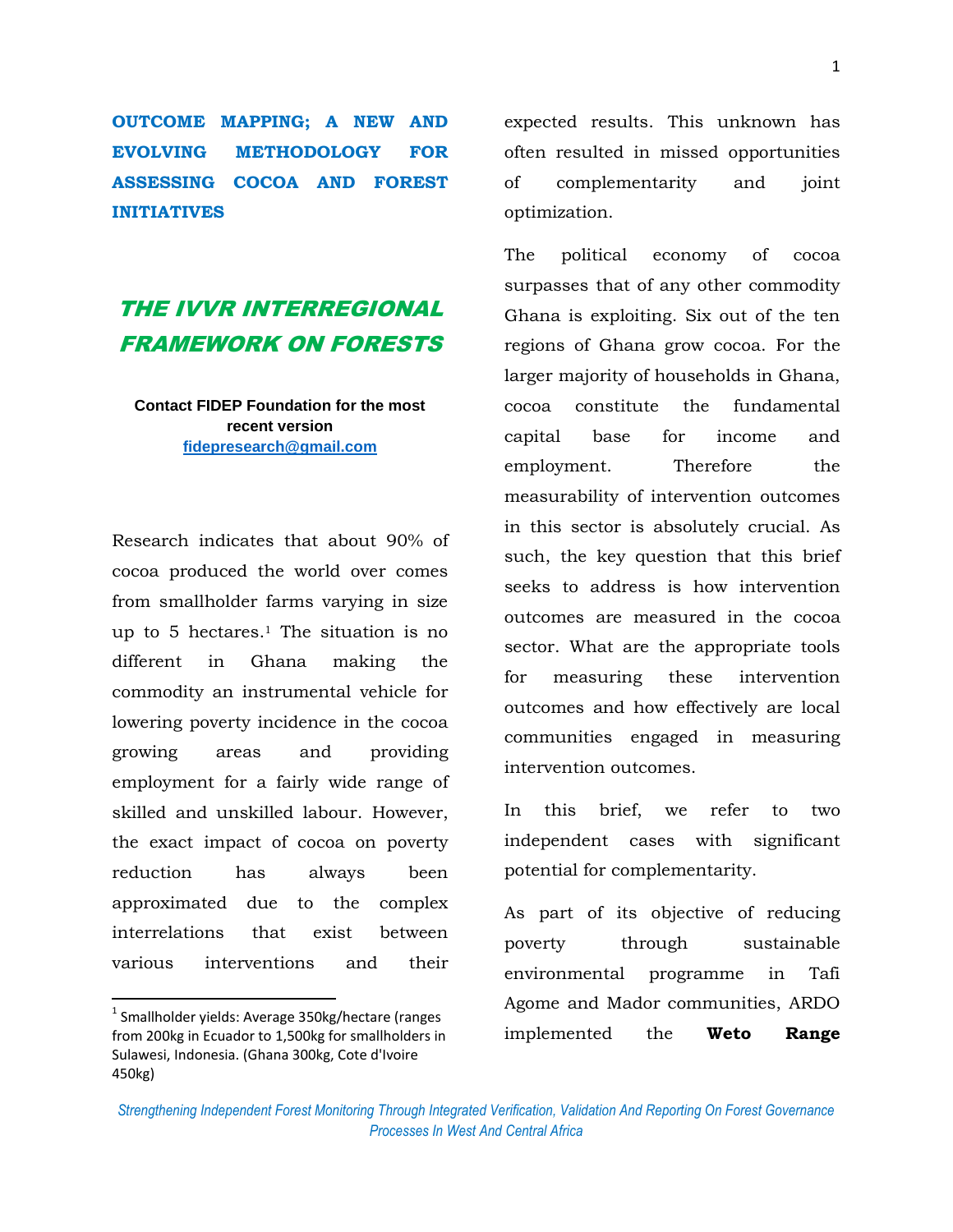**OUTCOME MAPPING; A NEW AND EVOLVING METHODOLOGY FOR ASSESSING COCOA AND FOREST INITIATIVES**

## *THE IVVR INTERREGIONAL FRAMEWORK ON FORESTS*

**Contact FIDEP Foundation for the most recent version**
**fidepresearch@gmail.com**

Research indicates that about 90% of cocoa produced the world over comes from smallholder farms varying in size up to 5 hectares.[1] The situation is no different in Ghana making the commodity an instrumental vehicle for lowering poverty incidence in the cocoa growing areas and providing employment for a fairly wide range of skilled and unskilled labour. However, the exact impact of cocoa on poverty reduction has always been approximated due to the complex interrelations that exist between various interventions and their expected results. This unknown has often resulted in missed opportunities of complementarity and joint optimization.

The political economy of cocoa surpasses that of any other commodity Ghana is exploiting. Six out of the ten regions of Ghana grow cocoa. For the larger majority of households in Ghana, cocoa constitute the fundamental capital base for income and employment. Therefore the measurability of intervention outcomes in this sector is absolutely crucial. As such, the key question that this brief seeks to address is how intervention outcomes are measured in the cocoa sector. What are the appropriate tools for measuring these intervention outcomes and how effectively are local communities engaged in measuring intervention outcomes.

In this brief, we refer to two independent cases with significant potential for complementarity.

As part of its objective of reducing poverty through sustainable environmental programme in Tafi Agome and Mador communities, ARDO implemented the **Weto Range**

[1] Smallholder yields: Average 350kg/hectare (ranges from 200kg in Ecuador to 1,500kg for smallholders in Sulawesi, Indonesia. (Ghana 300kg, Cote d'Ivoire 450kg)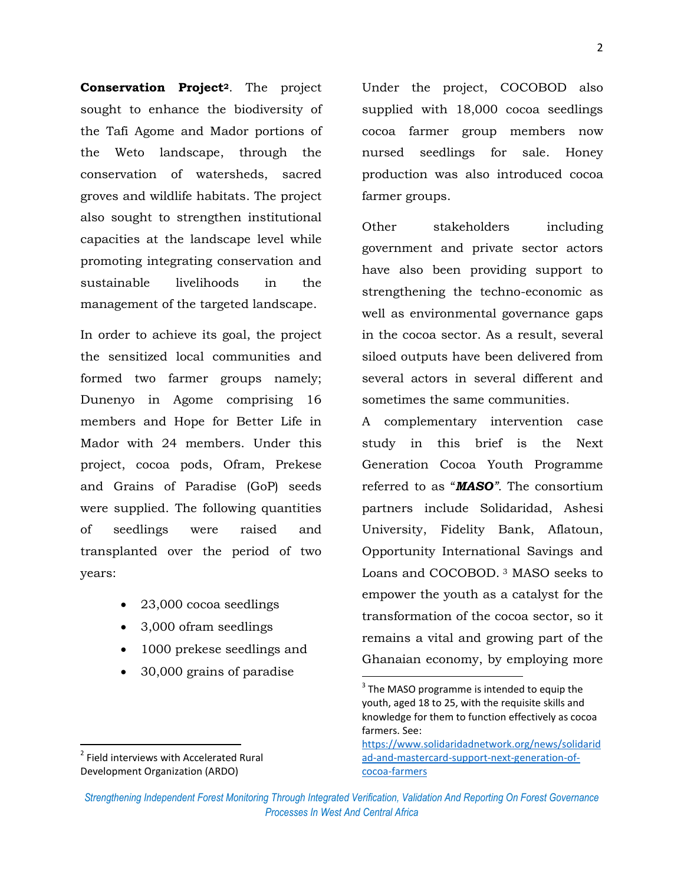**Conservation Project**[2]. The project sought to enhance the biodiversity of the Tafi Agome and Mador portions of the Weto landscape, through the conservation of watersheds, sacred groves and wildlife habitats. The project also sought to strengthen institutional capacities at the landscape level while promoting integrating conservation and sustainable livelihoods in the management of the targeted landscape.

In order to achieve its goal, the project the sensitized local communities and formed two farmer groups namely; Dunenyo in Agome comprising 16 members and Hope for Better Life in Mador with 24 members. Under this project, cocoa pods, Ofram, Prekese and Grains of Paradise (GoP) seeds were supplied. The following quantities of seedlings were raised and transplanted over the period of two years:

- 23,000 cocoa seedlings
- 3,000 ofram seedlings
- 1000 prekese seedlings and
- 30,000 grains of paradise

Under the project, COCOBOD also supplied with 18,000 cocoa seedlings cocoa farmer group members now nursed seedlings for sale. Honey production was also introduced cocoa farmer groups.

Other stakeholders including government and private sector actors have also been providing support to strengthening the techno-economic as well as environmental governance gaps in the cocoa sector. As a result, several siloed outputs have been delivered from several actors in several different and sometimes the same communities.

A complementary intervention case study in this brief is the Next Generation Cocoa Youth Programme referred to as "***MASO***". The consortium partners include Solidaridad, Ashesi University, Fidelity Bank, Aflatoun, Opportunity International Savings and Loans and COCOBOD.[3] MASO seeks to empower the youth as a catalyst for the transformation of the cocoa sector, so it remains a vital and growing part of the Ghanaian economy, by employing more

---

[2] Field interviews with Accelerated Rural Development Organization (ARDO)

[3] The MASO programme is intended to equip the youth, aged 18 to 25, with the requisite skills and knowledge for them to function effectively as cocoa farmers. See: https://www.solidaridadnetwork.org/news/solidaridad-and-mastercard-support-next-generation-of-cocoa-farmers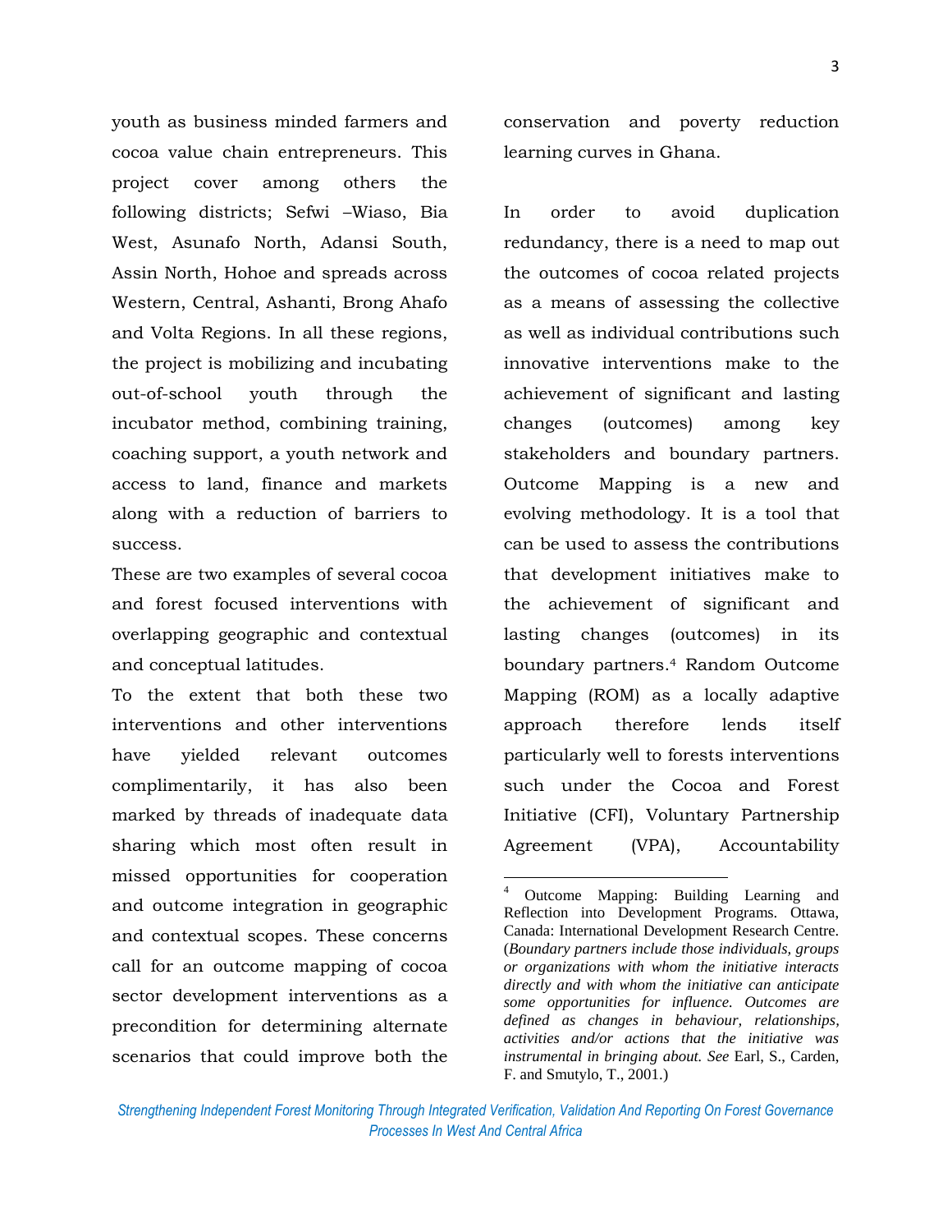youth as business minded farmers and cocoa value chain entrepreneurs. This project cover among others the following districts; Sefwi –Wiaso, Bia West, Asunafo North, Adansi South, Assin North, Hohoe and spreads across Western, Central, Ashanti, Brong Ahafo and Volta Regions. In all these regions, the project is mobilizing and incubating out-of-school youth through the incubator method, combining training, coaching support, a youth network and access to land, finance and markets along with a reduction of barriers to success.

These are two examples of several cocoa and forest focused interventions with overlapping geographic and contextual and conceptual latitudes.

To the extent that both these two interventions and other interventions have yielded relevant outcomes complimentarily, it has also been marked by threads of inadequate data sharing which most often result in missed opportunities for cooperation and outcome integration in geographic and contextual scopes. These concerns call for an outcome mapping of cocoa sector development interventions as a precondition for determining alternate scenarios that could improve both the conservation and poverty reduction learning curves in Ghana.

In order to avoid duplication redundancy, there is a need to map out the outcomes of cocoa related projects as a means of assessing the collective as well as individual contributions such innovative interventions make to the achievement of significant and lasting changes (outcomes) among key stakeholders and boundary partners. Outcome Mapping is a new and evolving methodology. It is a tool that can be used to assess the contributions that development initiatives make to the achievement of significant and lasting changes (outcomes) in its boundary partners.[4] Random Outcome Mapping (ROM) as a locally adaptive approach therefore lends itself particularly well to forests interventions such under the Cocoa and Forest Initiative (CFI), Voluntary Partnership Agreement (VPA), Accountability

---

[4] Outcome Mapping: Building Learning and Reflection into Development Programs. Ottawa, Canada: International Development Research Centre. (*Boundary partners include those individuals, groups or organizations with whom the initiative interacts directly and with whom the initiative can anticipate some opportunities for influence. Outcomes are defined as changes in behaviour, relationships, activities and/or actions that the initiative was instrumental in bringing about. See* Earl, S., Carden, F. and Smutylo, T., 2001.)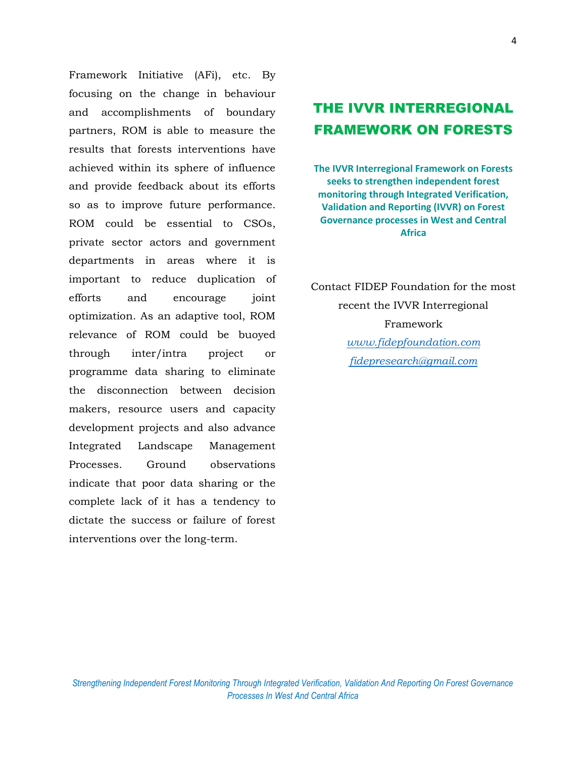Framework Initiative (AFi), etc. By focusing on the change in behaviour and accomplishments of boundary partners, ROM is able to measure the results that forests interventions have achieved within its sphere of influence and provide feedback about its efforts so as to improve future performance. ROM could be essential to CSOs, private sector actors and government departments in areas where it is important to reduce duplication of efforts and encourage joint optimization. As an adaptive tool, ROM relevance of ROM could be buoyed through inter/intra project or programme data sharing to eliminate the disconnection between decision makers, resource users and capacity development projects and also advance Integrated Landscape Management Processes. Ground observations indicate that poor data sharing or the complete lack of it has a tendency to dictate the success or failure of forest interventions over the long-term.

## THE IVVR INTERREGIONAL FRAMEWORK ON FORESTS

**The IVVR Interregional Framework on Forests seeks to strengthen independent forest monitoring through Integrated Verification, Validation and Reporting (IVVR) on Forest Governance processes in West and Central Africa**

Contact FIDEP Foundation for the most recent the IVVR Interregional Framework

*www.fidepfoundation.com*

*fidepresearch@gmail.com*